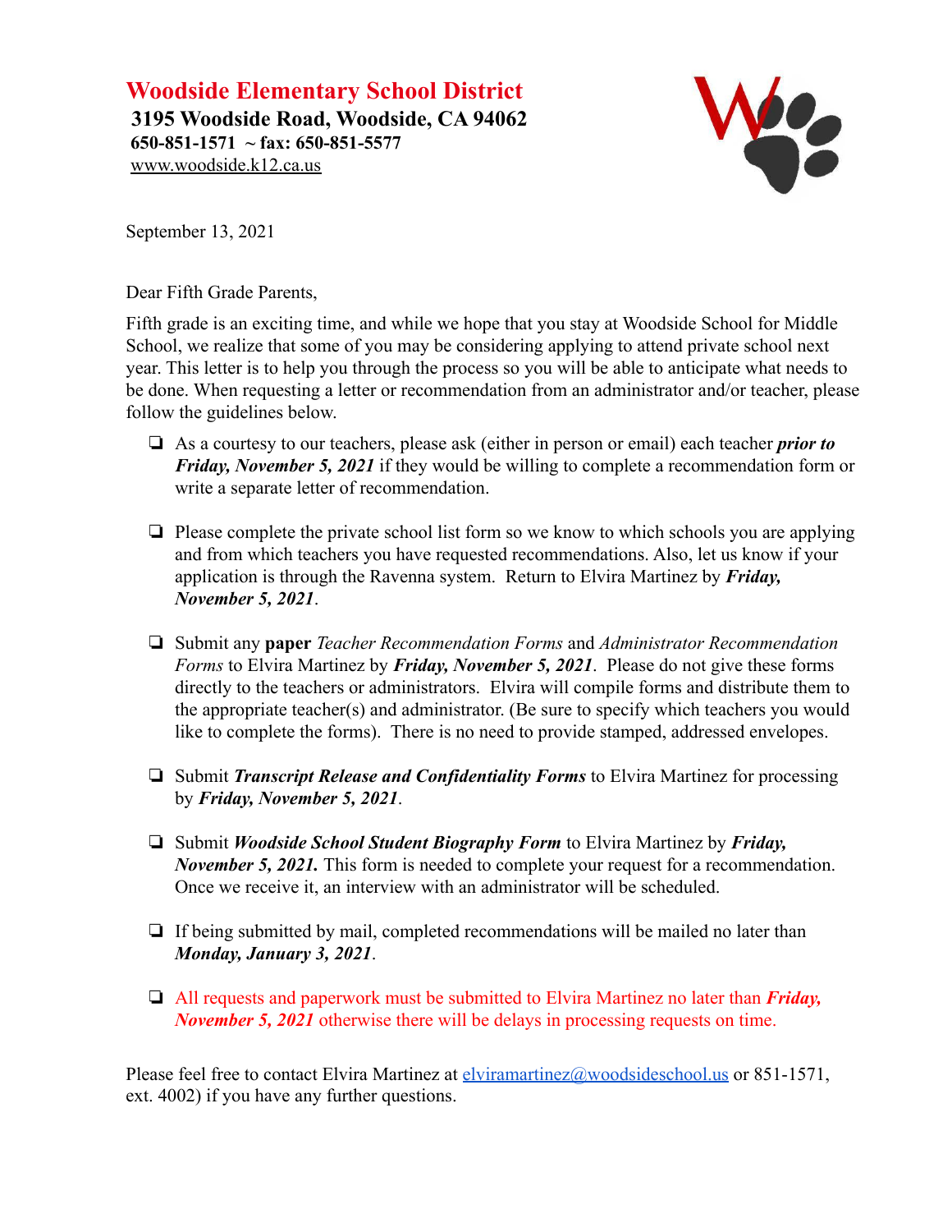# Woodside Elementary School District

**3195 Woodside Road, Woodside, CA 94062**
**650-851-1571 ~ fax: 650-851-5577**
www.woodside.k12.ca.us

September 13, 2021

Dear Fifth Grade Parents,

Fifth grade is an exciting time, and while we hope that you stay at Woodside School for Middle School, we realize that some of you may be considering applying to attend private school next year. This letter is to help you through the process so you will be able to anticipate what needs to be done. When requesting a letter or recommendation from an administrator and/or teacher, please follow the guidelines below.

- As a courtesy to our teachers, please ask (either in person or email) each teacher ***prior to Friday, November 5, 2021*** if they would be willing to complete a recommendation form or write a separate letter of recommendation.
- Please complete the private school list form so we know to which schools you are applying and from which teachers you have requested recommendations. Also, let us know if your application is through the Ravenna system. Return to Elvira Martinez by ***Friday, November 5, 2021***.
- Submit any **paper** *Teacher Recommendation Forms* and *Administrator Recommendation Forms* to Elvira Martinez by ***Friday, November 5, 2021***. Please do not give these forms directly to the teachers or administrators. Elvira will compile forms and distribute them to the appropriate teacher(s) and administrator. (Be sure to specify which teachers you would like to complete the forms). There is no need to provide stamped, addressed envelopes.
- Submit ***Transcript Release and Confidentiality Forms*** to Elvira Martinez for processing by ***Friday, November 5, 2021***.
- Submit ***Woodside School Student Biography Form*** to Elvira Martinez by ***Friday, November 5, 2021.*** This form is needed to complete your request for a recommendation. Once we receive it, an interview with an administrator will be scheduled.
- If being submitted by mail, completed recommendations will be mailed no later than ***Monday, January 3, 2021***.
- All requests and paperwork must be submitted to Elvira Martinez no later than ***Friday, November 5, 2021*** otherwise there will be delays in processing requests on time.

Please feel free to contact Elvira Martinez at elviramartinez@woodsideschool.us or 851-1571, ext. 4002) if you have any further questions.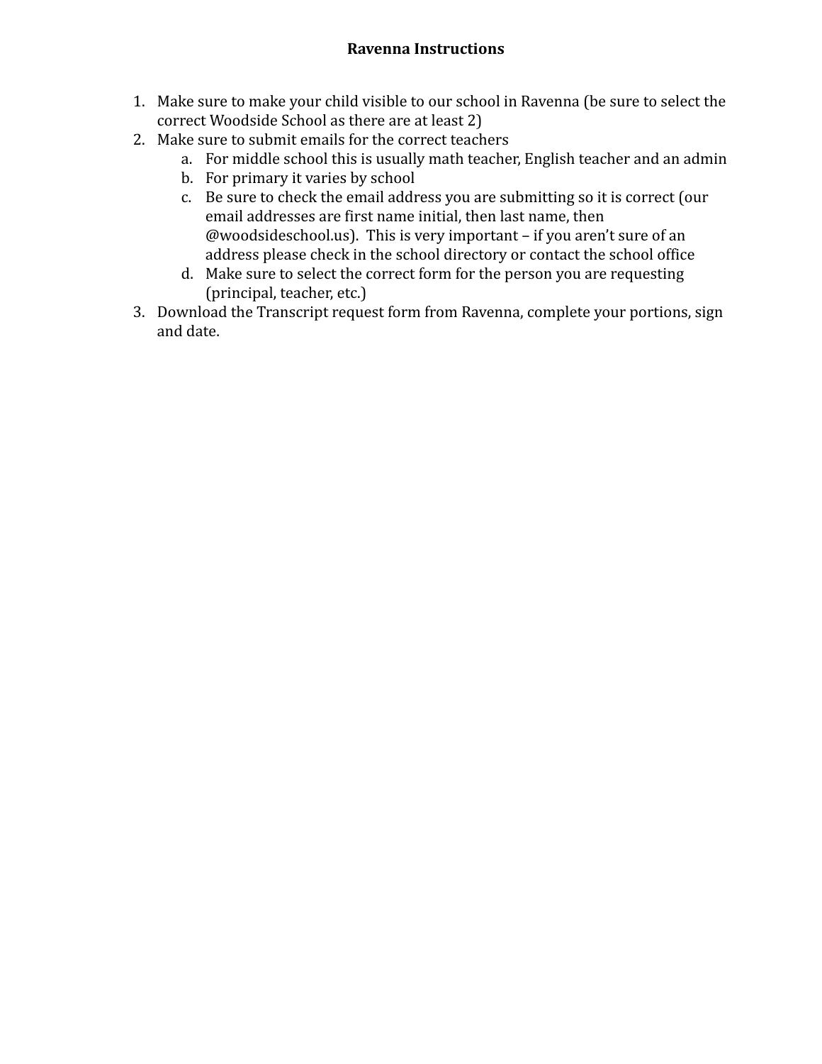# Ravenna Instructions

1. Make sure to make your child visible to our school in Ravenna (be sure to select the correct Woodside School as there are at least 2)
2. Make sure to submit emails for the correct teachers
   a. For middle school this is usually math teacher, English teacher and an admin
   b. For primary it varies by school
   c. Be sure to check the email address you are submitting so it is correct (our email addresses are first name initial, then last name, then @woodsideschool.us). This is very important – if you aren't sure of an address please check in the school directory or contact the school office
   d. Make sure to select the correct form for the person you are requesting (principal, teacher, etc.)
3. Download the Transcript request form from Ravenna, complete your portions, sign and date.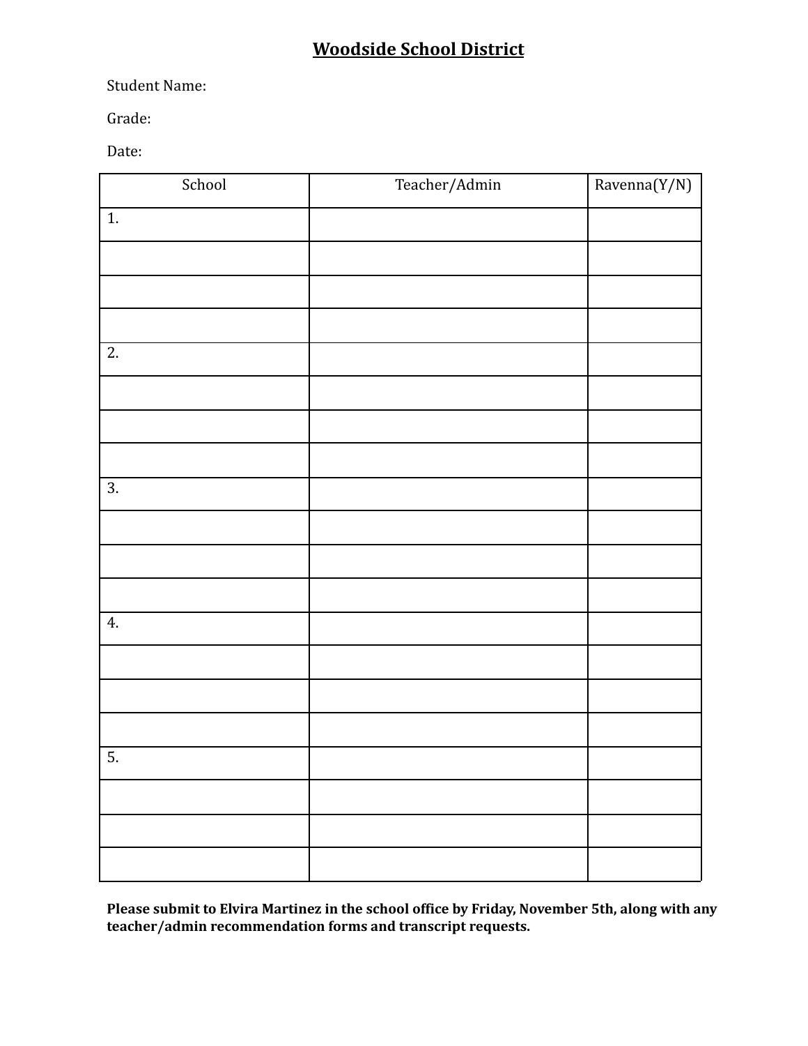**Woodside School District**

Student Name:

Grade:

Date:

| School | Teacher/Admin | Ravenna(Y/N) |
| --- | --- | --- |
| 1. | | |
| | | |
| | | |
| | | |
| 2. | | |
| | | |
| | | |
| | | |
| 3. | | |
| | | |
| | | |
| | | |
| 4. | | |
| | | |
| | | |
| | | |
| 5. | | |
| | | |
| | | |
| | | |

**Please submit to Elvira Martinez in the school office by Friday, November 5th, along with any teacher/admin recommendation forms and transcript requests.**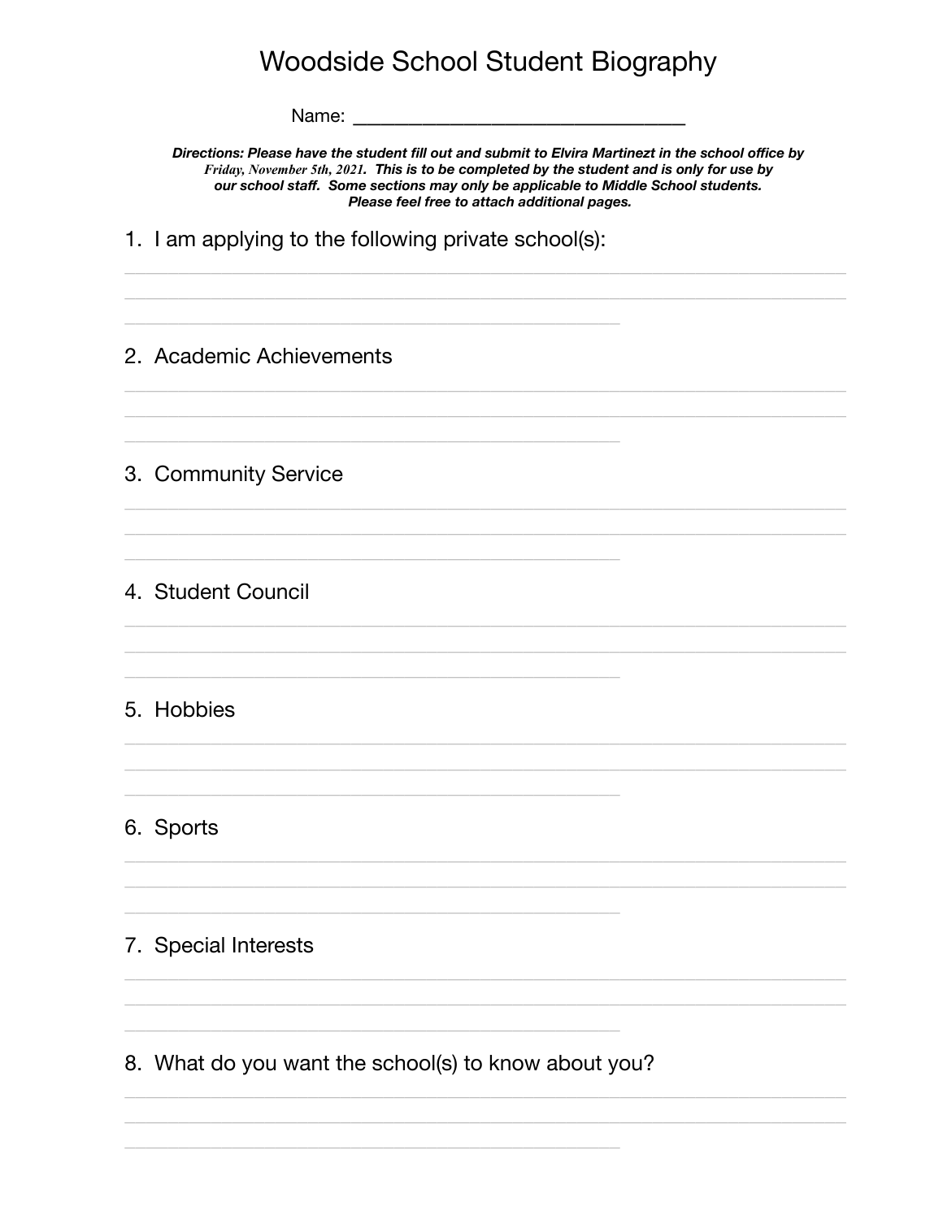# Woodside School Student Biography

Name: ________________________________

***Directions: Please have the student fill out and submit to Elvira Martinezt in the school office by Friday, November 5th, 2021. This is to be completed by the student and is only for use by our school staff. Some sections may only be applicable to Middle School students. Please feel free to attach additional pages.***

1. I am applying to the following private school(s):

2. Academic Achievements

3. Community Service

4. Student Council

5. Hobbies

6. Sports

7. Special Interests

8. What do you want the school(s) to know about you?